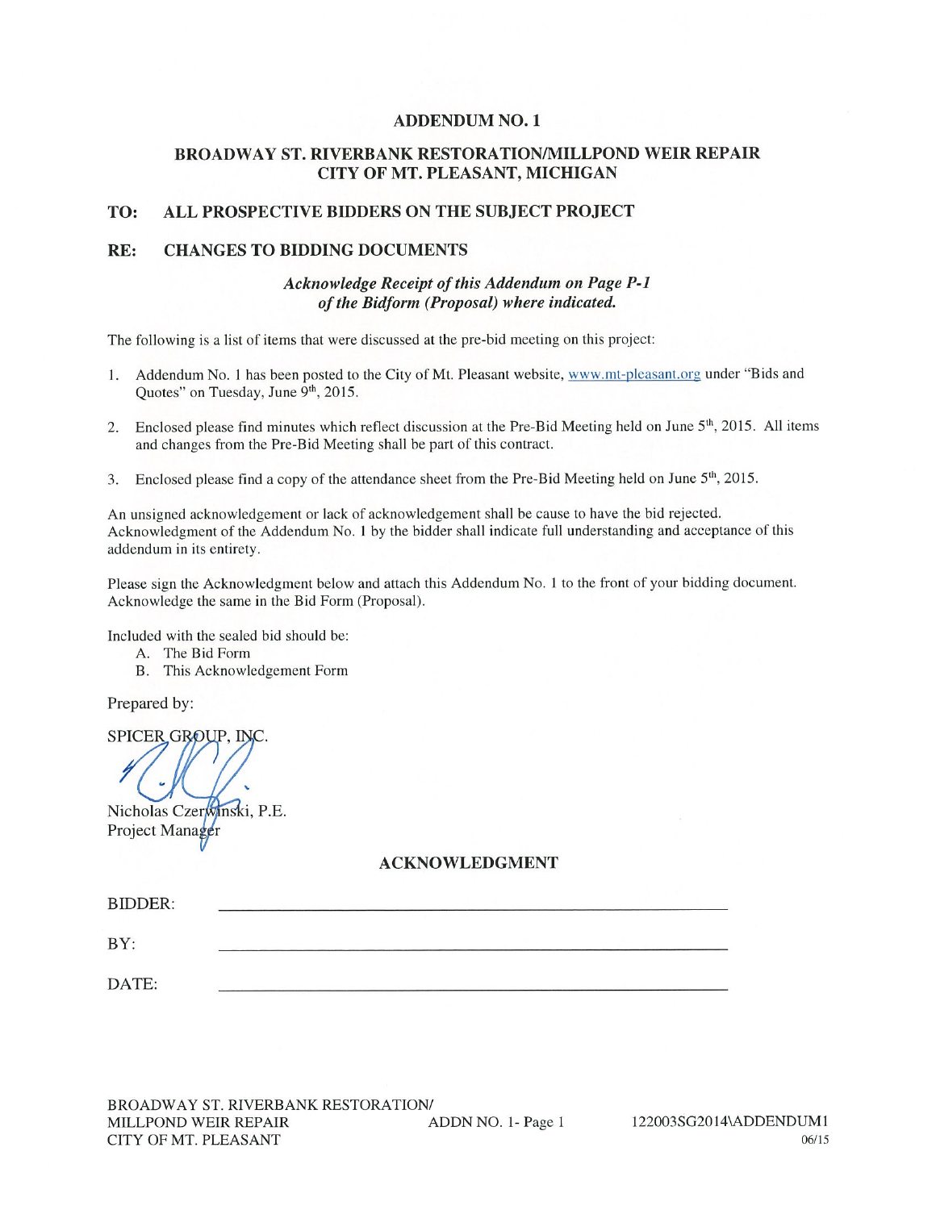# ADDENDUM NO. 1

## BROADWAY ST. RIVERBANK RESTORATION/MILLPOND WEIR REPAIR
## CITY OF MT. PLEASANT, MICHIGAN

**TO: ALL PROSPECTIVE BIDDERS ON THE SUBJECT PROJECT**

**RE: CHANGES TO BIDDING DOCUMENTS**

***Acknowledge Receipt of this Addendum on Page P-1 of the Bidform (Proposal) where indicated.***

The following is a list of items that were discussed at the pre-bid meeting on this project:

1. Addendum No. 1 has been posted to the City of Mt. Pleasant website, www.mt-pleasant.org under "Bids and Quotes" on Tuesday, June 9th, 2015.
2. Enclosed please find minutes which reflect discussion at the Pre-Bid Meeting held on June 5th, 2015. All items and changes from the Pre-Bid Meeting shall be part of this contract.
3. Enclosed please find a copy of the attendance sheet from the Pre-Bid Meeting held on June 5th, 2015.

An unsigned acknowledgement or lack of acknowledgement shall be cause to have the bid rejected. Acknowledgment of the Addendum No. 1 by the bidder shall indicate full understanding and acceptance of this addendum in its entirety.

Please sign the Acknowledgment below and attach this Addendum No. 1 to the front of your bidding document. Acknowledge the same in the Bid Form (Proposal).

Included with the sealed bid should be:

A. The Bid Form
B. This Acknowledgement Form

Prepared by:

SPICER GROUP, INC.

Nicholas Czerwinski, P.E.
Project Manager

## ACKNOWLEDGMENT

BIDDER: ______________________________

BY: ______________________________

DATE: ______________________________

BROADWAY ST. RIVERBANK RESTORATION/
MILLPOND WEIR REPAIR
CITY OF MT. PLEASANT

ADDN NO. 1- Page 1

122003SG2014\ADDENDUM1
06/15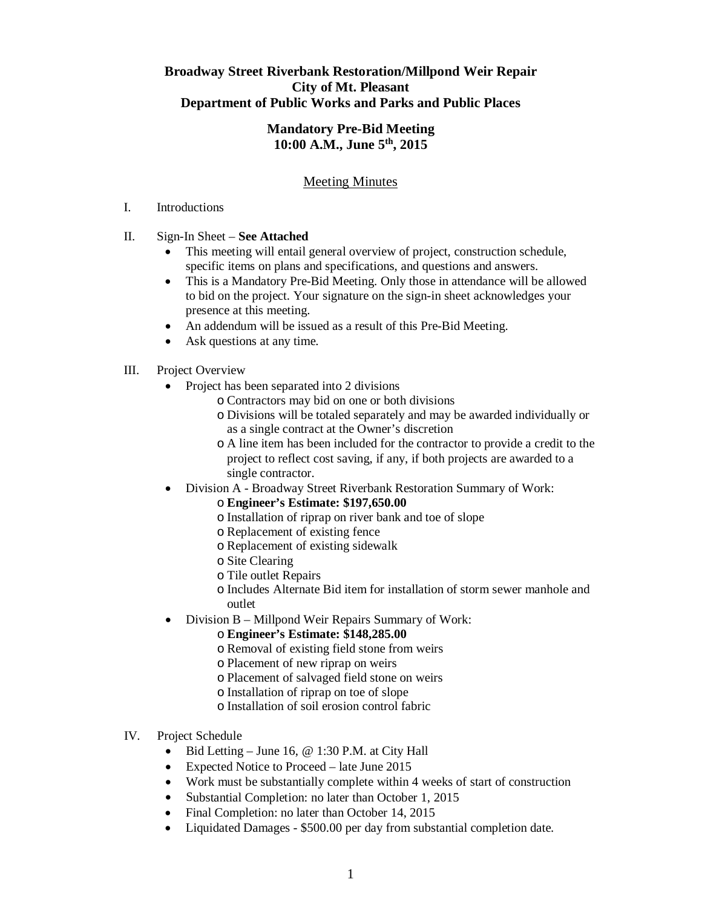**Broadway Street Riverbank Restoration/Millpond Weir Repair**
**City of Mt. Pleasant**
**Department of Public Works and Parks and Public Places**

**Mandatory Pre-Bid Meeting**
**10:00 A.M., June 5th, 2015**

Meeting Minutes

I. Introductions

II. Sign-In Sheet – **See Attached**
- This meeting will entail general overview of project, construction schedule, specific items on plans and specifications, and questions and answers.
- This is a Mandatory Pre-Bid Meeting. Only those in attendance will be allowed to bid on the project. Your signature on the sign-in sheet acknowledges your presence at this meeting.
- An addendum will be issued as a result of this Pre-Bid Meeting.
- Ask questions at any time.

III. Project Overview
- Project has been separated into 2 divisions
  - Contractors may bid on one or both divisions
  - Divisions will be totaled separately and may be awarded individually or as a single contract at the Owner's discretion
  - A line item has been included for the contractor to provide a credit to the project to reflect cost saving, if any, if both projects are awarded to a single contractor.
- Division A - Broadway Street Riverbank Restoration Summary of Work:
  - **Engineer's Estimate: $197,650.00**
  - Installation of riprap on river bank and toe of slope
  - Replacement of existing fence
  - Replacement of existing sidewalk
  - Site Clearing
  - Tile outlet Repairs
  - Includes Alternate Bid item for installation of storm sewer manhole and outlet
- Division B – Millpond Weir Repairs Summary of Work:
  - **Engineer's Estimate: $148,285.00**
  - Removal of existing field stone from weirs
  - Placement of new riprap on weirs
  - Placement of salvaged field stone on weirs
  - Installation of riprap on toe of slope
  - Installation of soil erosion control fabric

IV. Project Schedule
- Bid Letting – June 16, @ 1:30 P.M. at City Hall
- Expected Notice to Proceed – late June 2015
- Work must be substantially complete within 4 weeks of start of construction
- Substantial Completion: no later than October 1, 2015
- Final Completion: no later than October 14, 2015
- Liquidated Damages - $500.00 per day from substantial completion date.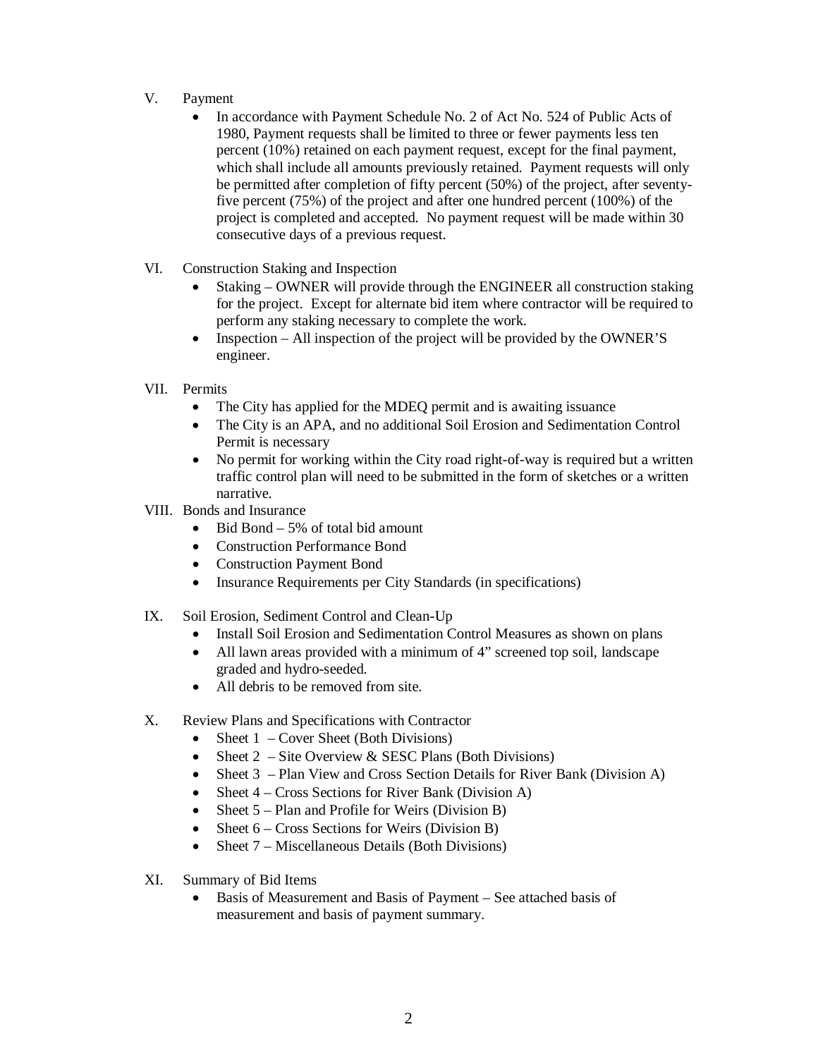V. Payment

- In accordance with Payment Schedule No. 2 of Act No. 524 of Public Acts of 1980, Payment requests shall be limited to three or fewer payments less ten percent (10%) retained on each payment request, except for the final payment, which shall include all amounts previously retained. Payment requests will only be permitted after completion of fifty percent (50%) of the project, after seventy-five percent (75%) of the project and after one hundred percent (100%) of the project is completed and accepted. No payment request will be made within 30 consecutive days of a previous request.

VI. Construction Staking and Inspection

- Staking – OWNER will provide through the ENGINEER all construction staking for the project. Except for alternate bid item where contractor will be required to perform any staking necessary to complete the work.
- Inspection – All inspection of the project will be provided by the OWNER'S engineer.

VII. Permits

- The City has applied for the MDEQ permit and is awaiting issuance
- The City is an APA, and no additional Soil Erosion and Sedimentation Control Permit is necessary
- No permit for working within the City road right-of-way is required but a written traffic control plan will need to be submitted in the form of sketches or a written narrative.

VIII. Bonds and Insurance

- Bid Bond – 5% of total bid amount
- Construction Performance Bond
- Construction Payment Bond
- Insurance Requirements per City Standards (in specifications)

IX. Soil Erosion, Sediment Control and Clean-Up

- Install Soil Erosion and Sedimentation Control Measures as shown on plans
- All lawn areas provided with a minimum of 4" screened top soil, landscape graded and hydro-seeded.
- All debris to be removed from site.

X. Review Plans and Specifications with Contractor

- Sheet 1 – Cover Sheet (Both Divisions)
- Sheet 2 – Site Overview & SESC Plans (Both Divisions)
- Sheet 3 – Plan View and Cross Section Details for River Bank (Division A)
- Sheet 4 – Cross Sections for River Bank (Division A)
- Sheet 5 – Plan and Profile for Weirs (Division B)
- Sheet 6 – Cross Sections for Weirs (Division B)
- Sheet 7 – Miscellaneous Details (Both Divisions)

XI. Summary of Bid Items

- Basis of Measurement and Basis of Payment – See attached basis of measurement and basis of payment summary.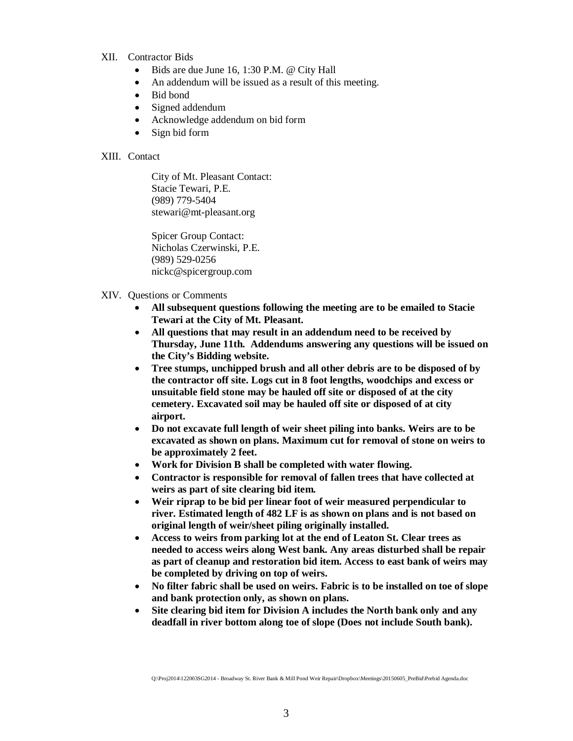XII. Contractor Bids

- Bids are due June 16, 1:30 P.M. @ City Hall
- An addendum will be issued as a result of this meeting.
- Bid bond
- Signed addendum
- Acknowledge addendum on bid form
- Sign bid form

XIII. Contact

City of Mt. Pleasant Contact:
Stacie Tewari, P.E.
(989) 779-5404
stewari@mt-pleasant.org

Spicer Group Contact:
Nicholas Czerwinski, P.E.
(989) 529-0256
nickc@spicergroup.com

XIV. Questions or Comments

- **All subsequent questions following the meeting are to be emailed to Stacie Tewari at the City of Mt. Pleasant.**
- **All questions that may result in an addendum need to be received by Thursday, June 11th. Addendums answering any questions will be issued on the City's Bidding website.**
- **Tree stumps, unchipped brush and all other debris are to be disposed of by the contractor off site. Logs cut in 8 foot lengths, woodchips and excess or unsuitable field stone may be hauled off site or disposed of at the city cemetery. Excavated soil may be hauled off site or disposed of at city airport.**
- **Do not excavate full length of weir sheet piling into banks. Weirs are to be excavated as shown on plans. Maximum cut for removal of stone on weirs to be approximately 2 feet.**
- **Work for Division B shall be completed with water flowing.**
- **Contractor is responsible for removal of fallen trees that have collected at weirs as part of site clearing bid item.**
- **Weir riprap to be bid per linear foot of weir measured perpendicular to river. Estimated length of 482 LF is as shown on plans and is not based on original length of weir/sheet piling originally installed.**
- **Access to weirs from parking lot at the end of Leaton St. Clear trees as needed to access weirs along West bank. Any areas disturbed shall be repair as part of cleanup and restoration bid item. Access to east bank of weirs may be completed by driving on top of weirs.**
- **No filter fabric shall be used on weirs. Fabric is to be installed on toe of slope and bank protection only, as shown on plans.**
- **Site clearing bid item for Division A includes the North bank only and any deadfall in river bottom along toe of slope (Does not include South bank).**

Q:\Proj2014\122003SG2014 - Broadway St. River Bank & Mill Pond Weir Repair\Dropbox\Meetings\20150605_PreBid\Prebid Agenda.doc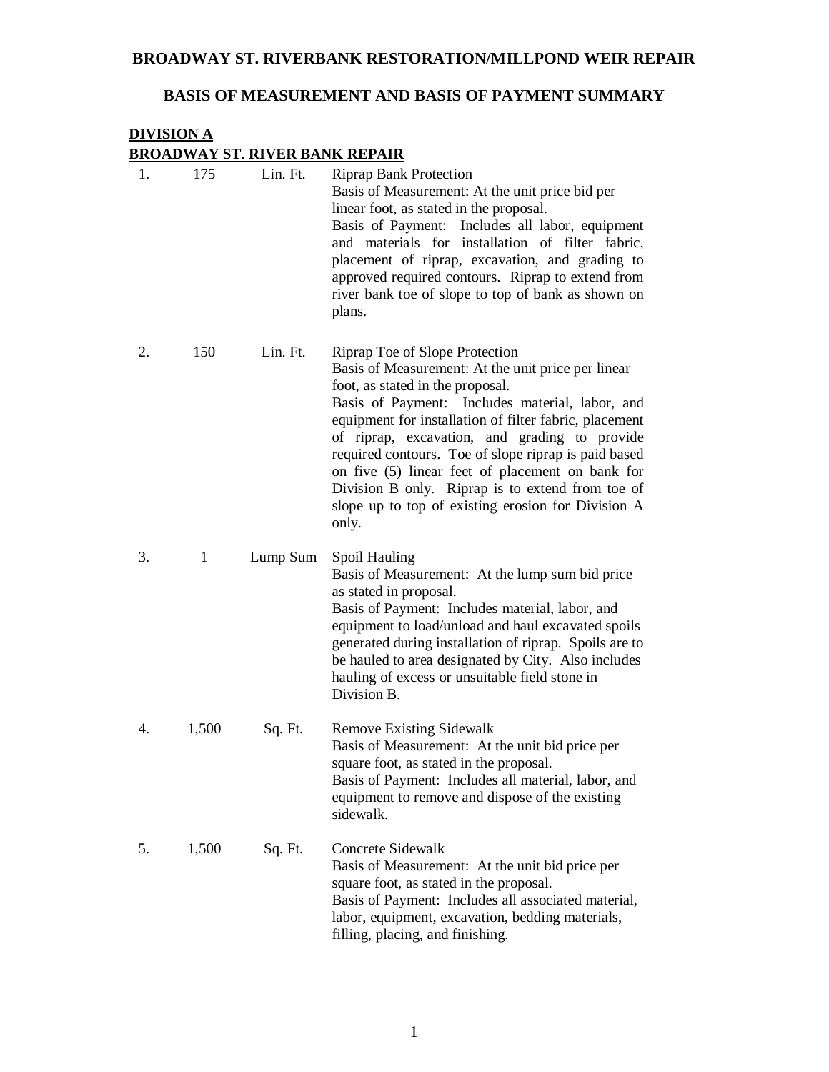# BROADWAY ST. RIVERBANK RESTORATION/MILLPOND WEIR REPAIR

## BASIS OF MEASUREMENT AND BASIS OF PAYMENT SUMMARY

**DIVISION A**
**BROADWAY ST. RIVER BANK REPAIR**

| No. | Quantity | Unit | Description |
|---|---|---|---|
| 1. | 175 | Lin. Ft. | Riprap Bank Protection<br>Basis of Measurement: At the unit price bid per linear foot, as stated in the proposal.<br>Basis of Payment: Includes all labor, equipment and materials for installation of filter fabric, placement of riprap, excavation, and grading to approved required contours. Riprap to extend from river bank toe of slope to top of bank as shown on plans. |
| 2. | 150 | Lin. Ft. | Riprap Toe of Slope Protection<br>Basis of Measurement: At the unit price per linear foot, as stated in the proposal.<br>Basis of Payment: Includes material, labor, and equipment for installation of filter fabric, placement of riprap, excavation, and grading to provide required contours. Toe of slope riprap is paid based on five (5) linear feet of placement on bank for Division B only. Riprap is to extend from toe of slope up to top of existing erosion for Division A only. |
| 3. | 1 | Lump Sum | Spoil Hauling<br>Basis of Measurement: At the lump sum bid price as stated in proposal.<br>Basis of Payment: Includes material, labor, and equipment to load/unload and haul excavated spoils generated during installation of riprap. Spoils are to be hauled to area designated by City. Also includes hauling of excess or unsuitable field stone in Division B. |
| 4. | 1,500 | Sq. Ft. | Remove Existing Sidewalk<br>Basis of Measurement: At the unit bid price per square foot, as stated in the proposal.<br>Basis of Payment: Includes all material, labor, and equipment to remove and dispose of the existing sidewalk. |
| 5. | 1,500 | Sq. Ft. | Concrete Sidewalk<br>Basis of Measurement: At the unit bid price per square foot, as stated in the proposal.<br>Basis of Payment: Includes all associated material, labor, equipment, excavation, bedding materials, filling, placing, and finishing. |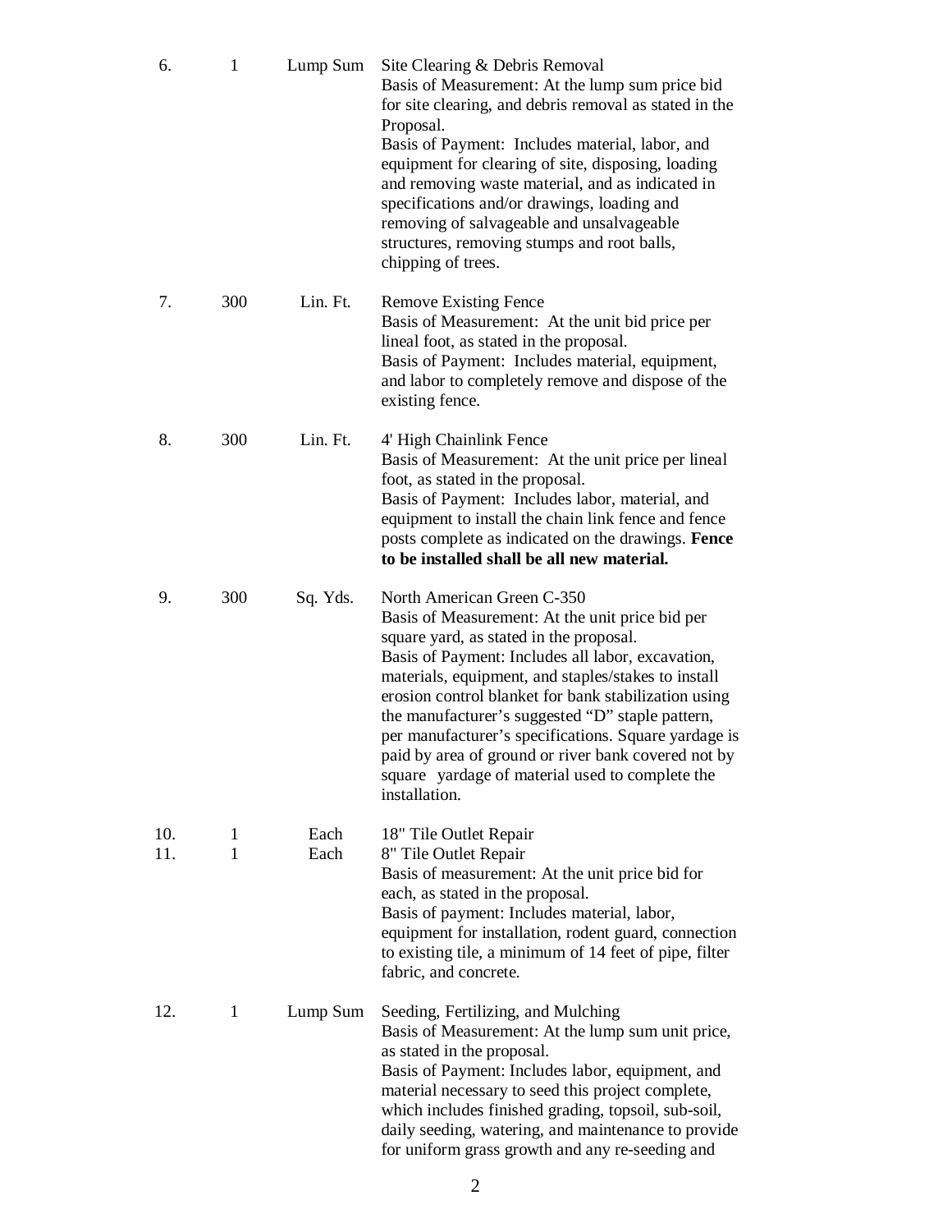| | | | |
|---|---|---|---|
| 6. | 1 | Lump Sum | Site Clearing & Debris Removal<br>Basis of Measurement: At the lump sum price bid for site clearing, and debris removal as stated in the Proposal.<br>Basis of Payment: Includes material, labor, and equipment for clearing of site, disposing, loading and removing waste material, and as indicated in specifications and/or drawings, loading and removing of salvageable and unsalvageable structures, removing stumps and root balls, chipping of trees. |
| 7. | 300 | Lin. Ft. | Remove Existing Fence<br>Basis of Measurement: At the unit bid price per lineal foot, as stated in the proposal.<br>Basis of Payment: Includes material, equipment, and labor to completely remove and dispose of the existing fence. |
| 8. | 300 | Lin. Ft. | 4' High Chainlink Fence<br>Basis of Measurement: At the unit price per lineal foot, as stated in the proposal.<br>Basis of Payment: Includes labor, material, and equipment to install the chain link fence and fence posts complete as indicated on the drawings. **Fence to be installed shall be all new material.** |
| 9. | 300 | Sq. Yds. | North American Green C-350<br>Basis of Measurement: At the unit price bid per square yard, as stated in the proposal.<br>Basis of Payment: Includes all labor, excavation, materials, equipment, and staples/stakes to install erosion control blanket for bank stabilization using the manufacturer's suggested "D" staple pattern, per manufacturer's specifications. Square yardage is paid by area of ground or river bank covered not by square yardage of material used to complete the installation. |
| 10. | 1 | Each | 18" Tile Outlet Repair |
| 11. | 1 | Each | 8" Tile Outlet Repair<br>Basis of measurement: At the unit price bid for each, as stated in the proposal.<br>Basis of payment: Includes material, labor, equipment for installation, rodent guard, connection to existing tile, a minimum of 14 feet of pipe, filter fabric, and concrete. |
| 12. | 1 | Lump Sum | Seeding, Fertilizing, and Mulching<br>Basis of Measurement: At the lump sum unit price, as stated in the proposal.<br>Basis of Payment: Includes labor, equipment, and material necessary to seed this project complete, which includes finished grading, topsoil, sub-soil, daily seeding, watering, and maintenance to provide for uniform grass growth and any re-seeding and |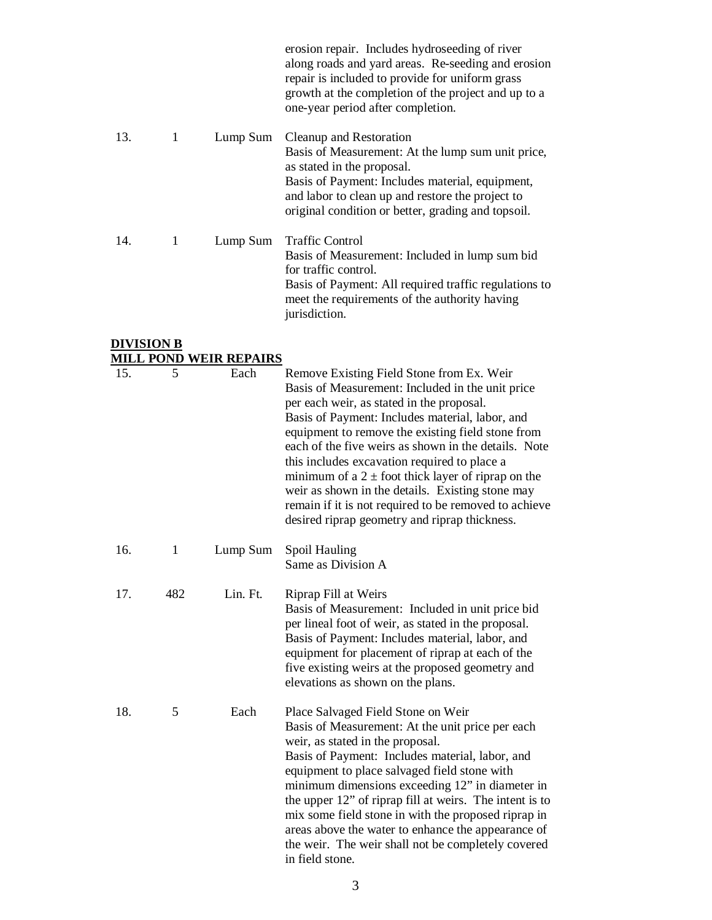| | | | erosion repair. Includes hydroseeding of river along roads and yard areas. Re-seeding and erosion repair is included to provide for uniform grass growth at the completion of the project and up to a one-year period after completion. |
|---|---|---|---|
| 13. | 1 | Lump Sum | Cleanup and Restoration<br>Basis of Measurement: At the lump sum unit price, as stated in the proposal.<br>Basis of Payment: Includes material, equipment, and labor to clean up and restore the project to original condition or better, grading and topsoil. |
| 14. | 1 | Lump Sum | Traffic Control<br>Basis of Measurement: Included in lump sum bid for traffic control.<br>Basis of Payment: All required traffic regulations to meet the requirements of the authority having jurisdiction. |

**DIVISION B**

**MILL POND WEIR REPAIRS**

| | | | |
|---|---|---|---|
| 15. | 5 | Each | Remove Existing Field Stone from Ex. Weir<br>Basis of Measurement: Included in the unit price per each weir, as stated in the proposal.<br>Basis of Payment: Includes material, labor, and equipment to remove the existing field stone from each of the five weirs as shown in the details. Note this includes excavation required to place a minimum of a 2 ± foot thick layer of riprap on the weir as shown in the details. Existing stone may remain if it is not required to be removed to achieve desired riprap geometry and riprap thickness. |
| 16. | 1 | Lump Sum | Spoil Hauling<br>Same as Division A |
| 17. | 482 | Lin. Ft. | Riprap Fill at Weirs<br>Basis of Measurement: Included in unit price bid per lineal foot of weir, as stated in the proposal.<br>Basis of Payment: Includes material, labor, and equipment for placement of riprap at each of the five existing weirs at the proposed geometry and elevations as shown on the plans. |
| 18. | 5 | Each | Place Salvaged Field Stone on Weir<br>Basis of Measurement: At the unit price per each weir, as stated in the proposal.<br>Basis of Payment: Includes material, labor, and equipment to place salvaged field stone with minimum dimensions exceeding 12" in diameter in the upper 12" of riprap fill at weirs. The intent is to mix some field stone in with the proposed riprap in areas above the water to enhance the appearance of the weir. The weir shall not be completely covered in field stone. |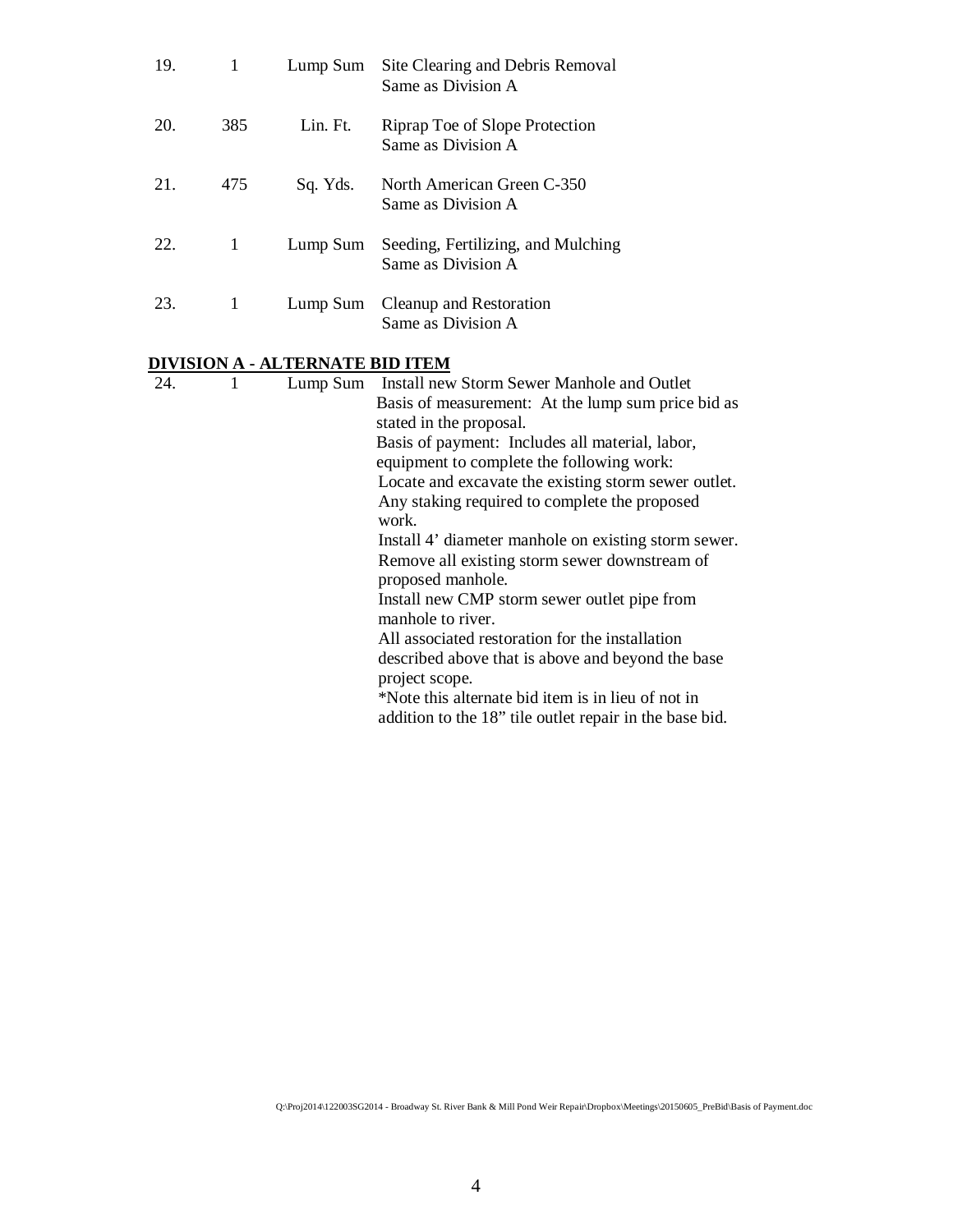| | | | |
|---|---|---|---|
| 19. | 1 | Lump Sum | Site Clearing and Debris Removal<br>Same as Division A |
| 20. | 385 | Lin. Ft. | Riprap Toe of Slope Protection<br>Same as Division A |
| 21. | 475 | Sq. Yds. | North American Green C-350<br>Same as Division A |
| 22. | 1 | Lump Sum | Seeding, Fertilizing, and Mulching<br>Same as Division A |
| 23. | 1 | Lump Sum | Cleanup and Restoration<br>Same as Division A |

**DIVISION A - ALTERNATE BID ITEM**

| | | | |
|---|---|---|---|
| 24. | 1 | Lump Sum | Install new Storm Sewer Manhole and Outlet<br>Basis of measurement: At the lump sum price bid as stated in the proposal.<br>Basis of payment: Includes all material, labor, equipment to complete the following work:<br>Locate and excavate the existing storm sewer outlet.<br>Any staking required to complete the proposed work.<br>Install 4' diameter manhole on existing storm sewer.<br>Remove all existing storm sewer downstream of proposed manhole.<br>Install new CMP storm sewer outlet pipe from manhole to river.<br>All associated restoration for the installation described above that is above and beyond the base project scope.<br>*Note this alternate bid item is in lieu of not in addition to the 18" tile outlet repair in the base bid. |

Q:\Proj2014\122003SG2014 - Broadway St. River Bank & Mill Pond Weir Repair\Dropbox\Meetings\20150605_PreBid\Basis of Payment.doc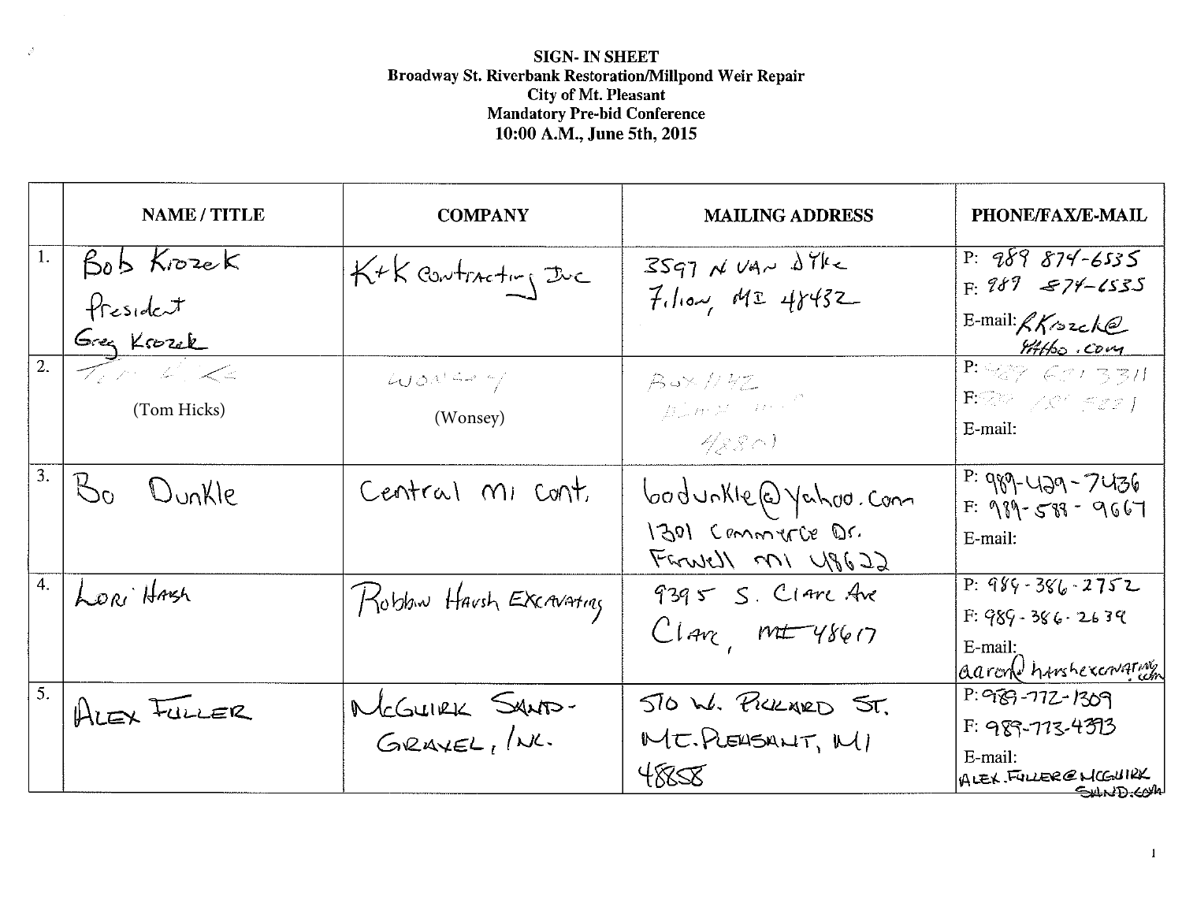**SIGN- IN SHEET**
**Broadway St. Riverbank Restoration/Millpond Weir Repair**
**City of Mt. Pleasant**
**Mandatory Pre-bid Conference**
**10:00 A.M., June 5th, 2015**

| | NAME / TITLE | COMPANY | MAILING ADDRESS | PHONE/FAX/E-MAIL |
|---|---|---|---|---|
| 1. | Bob Krozek President Greg Krozek | K+K Contracting Inc | 3597 N Van Dyke Filion, MI 48432 | P: 989 874-6535 F: 989 874-6535 E-mail: RKrozek@ yahoo.com |
| 2. | (Tom Hicks) | (Wonsey) | Box 1142 ... 48801 | P: 989 621 3311 F: ... E-mail: |
| 3. | Bo Dunkle | Central MI Cont. | bodunkle@yahoo.com 1301 Commerce Dr. Farwell MI 48622 | P: 989-429-7436 F: 989-588-9667 E-mail: |
| 4. | Lori Harsh | Robbin Harsh Excavating | 9395 S. Clare Ave Clare, MI 48617 | P: 989-386-2752 F: 989-386-2639 E-mail: aaron@harshexcavating.com |
| 5. | ALEX FULLER | MCGUIRK SAND-GRAVEL, INC. | 510 W. PICKARD ST. MT. PLEASANT, MI 48858 | P: 989-772-1309 F: 989-773-4393 E-mail: ALEX.FULLER@MCGUIRKSAND.COM |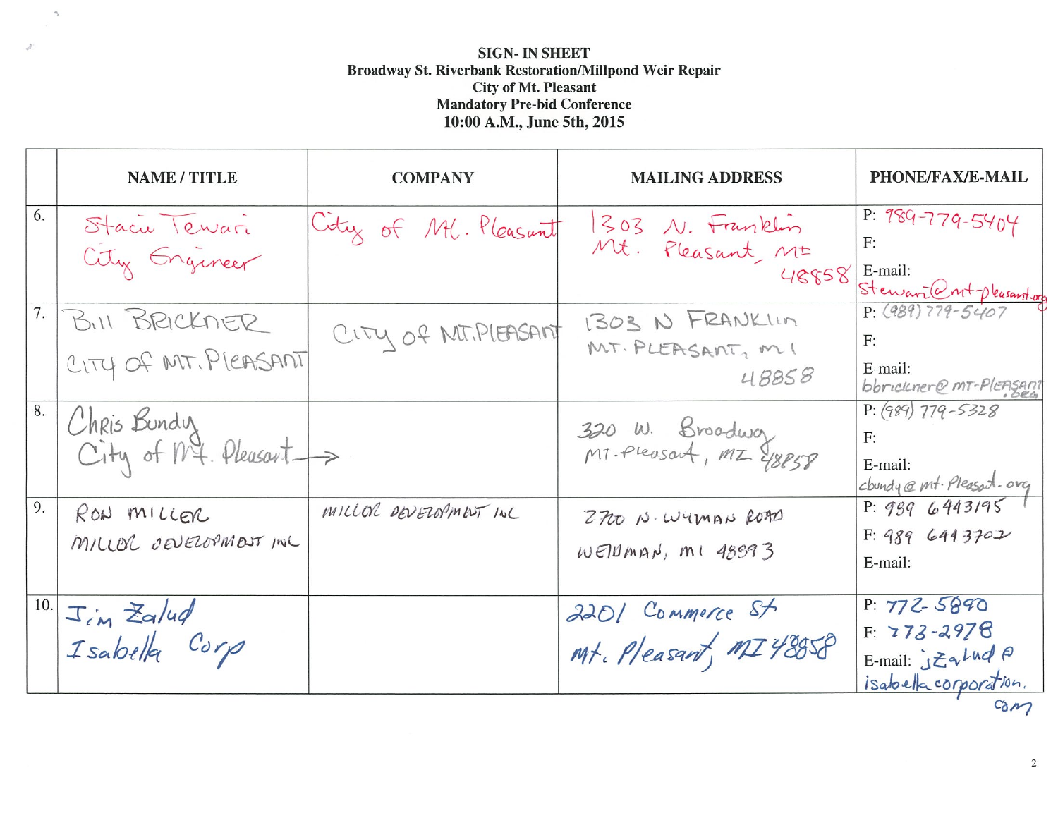**SIGN- IN SHEET**
**Broadway St. Riverbank Restoration/Millpond Weir Repair**
**City of Mt. Pleasant**
**Mandatory Pre-bid Conference**
**10:00 A.M., June 5th, 2015**

| | NAME / TITLE | COMPANY | MAILING ADDRESS | PHONE/FAX/E-MAIL |
|---|---|---|---|---|
| 6. | Staci Tewari<br>City Engineer | City of Mt. Pleasant | 1303 N. Franklin<br>Mt. Pleasant, MI<br>48858 | P: 989-779-5404<br>F:<br>E-mail: stewari@mt-pleasant.org |
| 7. | BILL BRICKNER<br>CITY OF MT. PLEASANT | CITY OF MT. PLEASANT | 1303 N FRANKLIN<br>MT. PLEASANT, MI<br>48858 | P: (989) 779-5407<br>F:<br>E-mail: bbrickner@MT-PLEASANT.ORG |
| 8. | Chris Bundy<br>City of Mt. Pleasant → | | 320 W. Broadway<br>MT. Pleasant, MI 48858 | P: (989) 779-5328<br>F:<br>E-mail: cbundy@mt-pleasant.org |
| 9. | RON MILLER<br>MILLER DEVELOPMENT INC | MILLER DEVELOPMENT INC | 2700 N. WEYMAN ROAD<br>WEIDMAN, MI 48893 | P: 989 6443195<br>F: 989 6443702<br>E-mail: |
| 10. | Jim Zalud<br>Isabella Corp | | 2201 Commerce St<br>Mt. Pleasant, MI 48858 | P: 772-5890<br>F: 773-2978<br>E-mail: jzalud@isabellacorporation.com |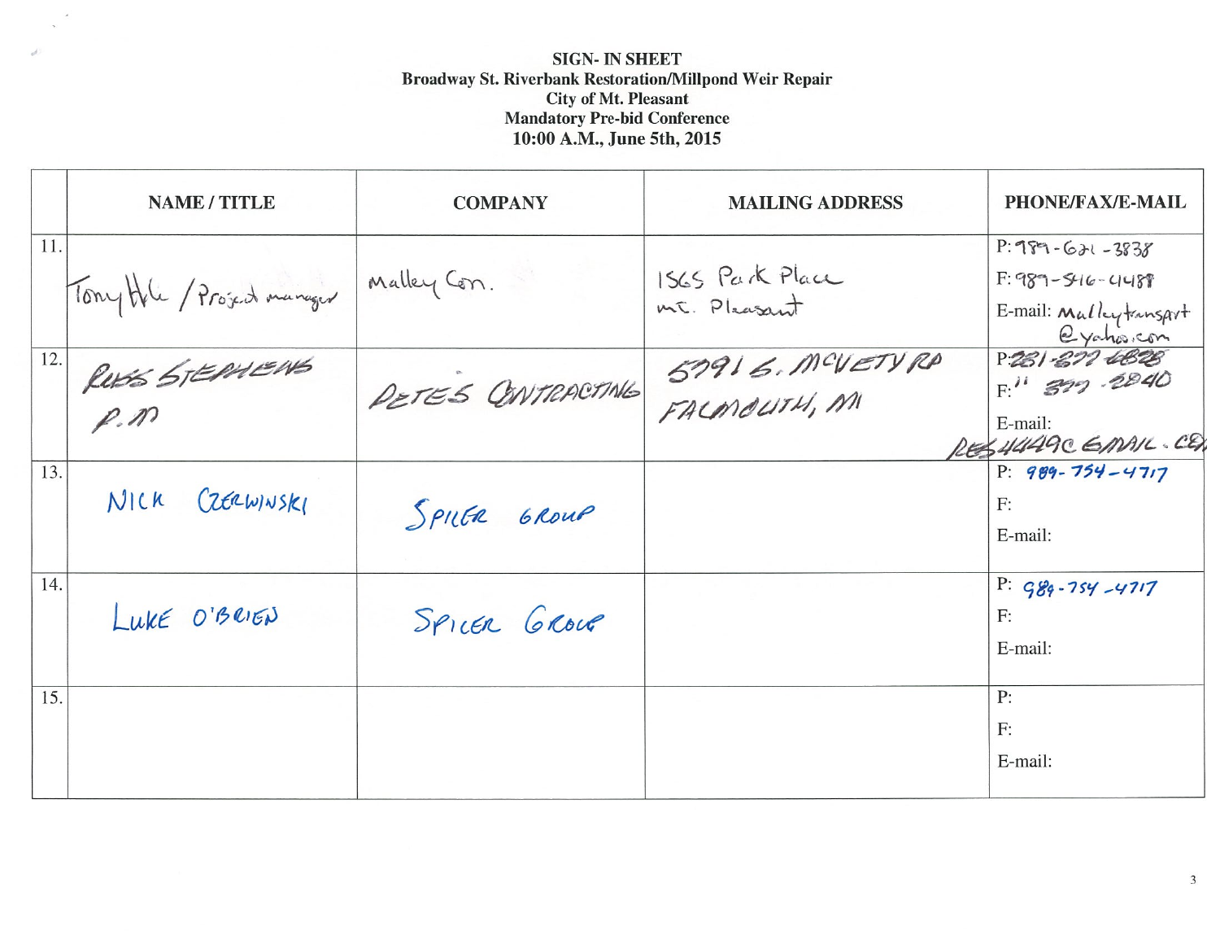**SIGN- IN SHEET**
**Broadway St. Riverbank Restoration/Millpond Weir Repair**
**City of Mt. Pleasant**
**Mandatory Pre-bid Conference**
**10:00 A.M., June 5th, 2015**

| | NAME / TITLE | COMPANY | MAILING ADDRESS | PHONE/FAX/E-MAIL |
|---|---|---|---|---|
| 11. | Tony Hile / Project manager | Malley Con. | 1565 Park Place Mt. Pleasant | P: 989-621-3838<br>F: 989-546-4488<br>E-mail: malleytransport@yahoo.com |
| 12. | RUSS STEPHENS P.M | PETES CONTRACTING | 5791 S. MCVETY RD FALMOUTH, MI | P: 231-839-6828<br>F: " 839-2840<br>E-mail: RES4449@GMAIL.COM |
| 13. | NICK CZERWINSKI | SPICER GROUP | | P: 989-754-4717<br>F:<br>E-mail: |
| 14. | LUKE O'BRIEN | SPICER GROUP | | P: 989-754-4717<br>F:<br>E-mail: |
| 15. | | | | P:<br>F:<br>E-mail: |